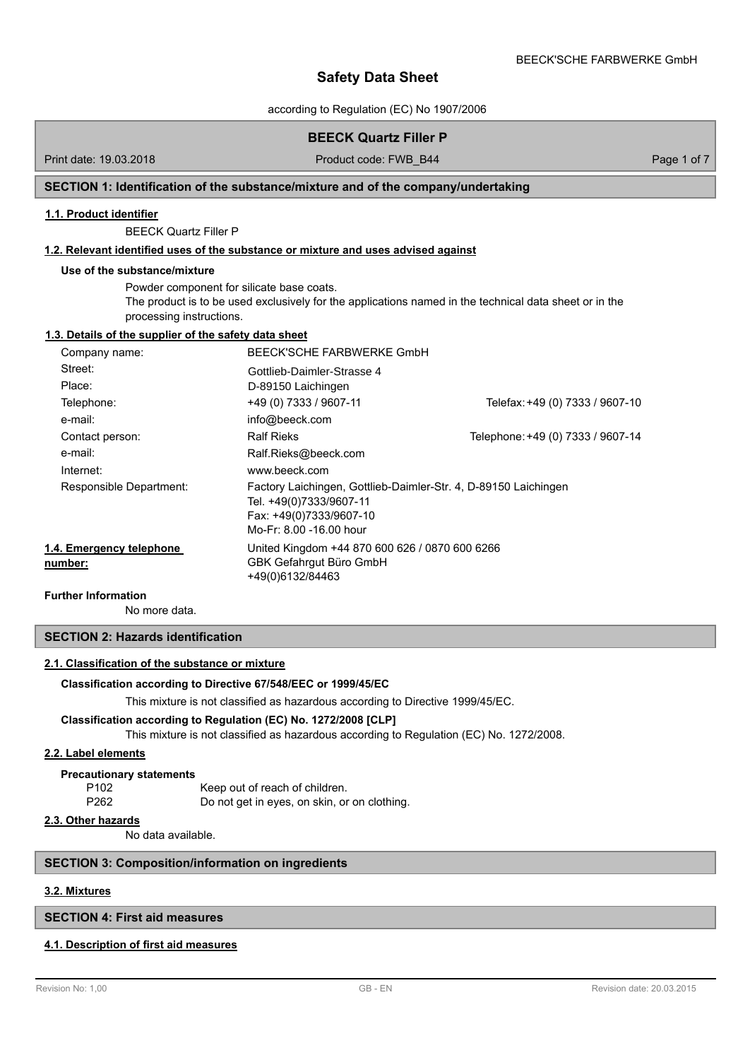# Safety Data Sheet

according to Regulation (EC) No 1907/2006

**BEECK Quartz Filler P**

Print date: 19.03.2018 | Product code: FWB_B44

## SECTION 1: Identification of the substance/mixture and of the company/undertaking

### 1.1. Product identifier

BEECK Quartz Filler P

### 1.2. Relevant identified uses of the substance or mixture and uses advised against

**Use of the substance/mixture**

Powder component for silicate base coats.
The product is to be used exclusively for the applications named in the technical data sheet or in the processing instructions.

### 1.3. Details of the supplier of the safety data sheet

| | | |
|---|---|---|
| Company name: | BEECK'SCHE FARBWERKE GmbH | |
| Street: | Gottlieb-Daimler-Strasse 4 | |
| Place: | D-89150 Laichingen | |
| Telephone: | +49 (0) 7333 / 9607-11 | Telefax: +49 (0) 7333 / 9607-10 |
| e-mail: | info@beeck.com | |
| Contact person: | Ralf Rieks | Telephone: +49 (0) 7333 / 9607-14 |
| e-mail: | Ralf.Rieks@beeck.com | |
| Internet: | www.beeck.com | |
| Responsible Department: | Factory Laichingen, Gottlieb-Daimler-Str. 4, D-89150 Laichingen<br>Tel. +49(0)7333/9607-11<br>Fax: +49(0)7333/9607-10<br>Mo-Fr: 8.00 -16.00 hour | |

**1.4. Emergency telephone number:**

United Kingdom +44 870 600 626 / 0870 600 6266
GBK Gefahrgut Büro GmbH
+49(0)6132/84463

**Further Information**

No more data.

## SECTION 2: Hazards identification

### 2.1. Classification of the substance or mixture

**Classification according to Directive 67/548/EEC or 1999/45/EC**

This mixture is not classified as hazardous according to Directive 1999/45/EC.

**Classification according to Regulation (EC) No. 1272/2008 [CLP]**

This mixture is not classified as hazardous according to Regulation (EC) No. 1272/2008.

### 2.2. Label elements

**Precautionary statements**

| | |
|---|---|
| P102 | Keep out of reach of children. |
| P262 | Do not get in eyes, on skin, or on clothing. |

### 2.3. Other hazards

No data available.

## SECTION 3: Composition/information on ingredients

### 3.2. Mixtures

## SECTION 4: First aid measures

### 4.1. Description of first aid measures

Revision No: 1,00 | GB - EN | Revision date: 20.03.2015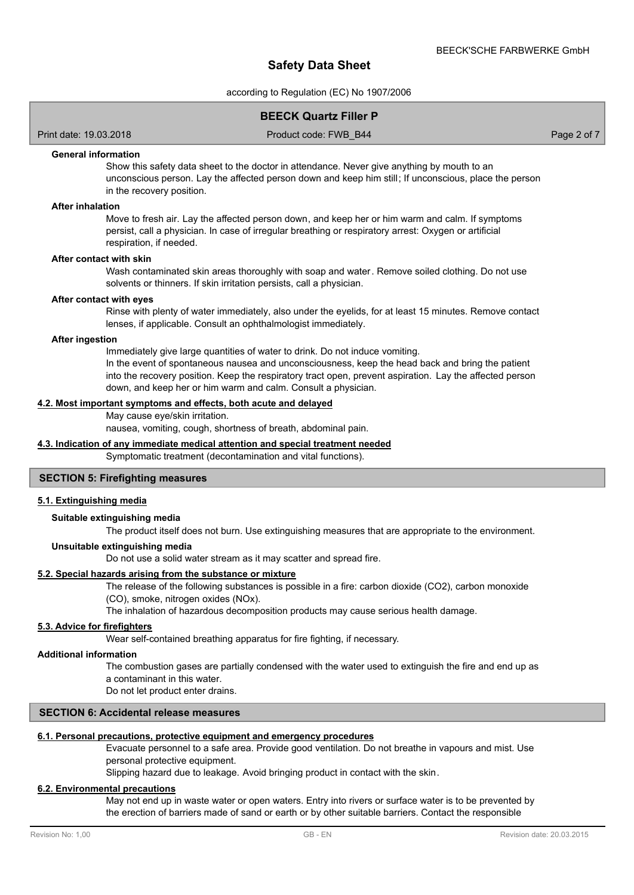#### General information

Show this safety data sheet to the doctor in attendance. Never give anything by mouth to an unconscious person. Lay the affected person down and keep him still; If unconscious, place the person in the recovery position.

#### After inhalation

Move to fresh air. Lay the affected person down, and keep her or him warm and calm. If symptoms persist, call a physician. In case of irregular breathing or respiratory arrest: Oxygen or artificial respiration, if needed.

#### After contact with skin

Wash contaminated skin areas thoroughly with soap and water. Remove soiled clothing. Do not use solvents or thinners. If skin irritation persists, call a physician.

#### After contact with eyes

Rinse with plenty of water immediately, also under the eyelids, for at least 15 minutes. Remove contact lenses, if applicable. Consult an ophthalmologist immediately.

#### After ingestion

Immediately give large quantities of water to drink. Do not induce vomiting.
In the event of spontaneous nausea and unconsciousness, keep the head back and bring the patient into the recovery position. Keep the respiratory tract open, prevent aspiration. Lay the affected person down, and keep her or him warm and calm. Consult a physician.

### 4.2. Most important symptoms and effects, both acute and delayed

May cause eye/skin irritation.
nausea, vomiting, cough, shortness of breath, abdominal pain.

### 4.3. Indication of any immediate medical attention and special treatment needed

Symptomatic treatment (decontamination and vital functions).

## SECTION 5: Firefighting measures

### 5.1. Extinguishing media

#### Suitable extinguishing media

The product itself does not burn. Use extinguishing measures that are appropriate to the environment.

#### Unsuitable extinguishing media

Do not use a solid water stream as it may scatter and spread fire.

### 5.2. Special hazards arising from the substance or mixture

The release of the following substances is possible in a fire: carbon dioxide ($CO_2$), carbon monoxide (CO), smoke, nitrogen oxides ($NO_x$).
The inhalation of hazardous decomposition products may cause serious health damage.

### 5.3. Advice for firefighters

Wear self-contained breathing apparatus for fire fighting, if necessary.

#### Additional information

The combustion gases are partially condensed with the water used to extinguish the fire and end up as a contaminant in this water.
Do not let product enter drains.

## SECTION 6: Accidental release measures

### 6.1. Personal precautions, protective equipment and emergency procedures

Evacuate personnel to a safe area. Provide good ventilation. Do not breathe in vapours and mist. Use personal protective equipment.
Slipping hazard due to leakage. Avoid bringing product in contact with the skin.

### 6.2. Environmental precautions

May not end up in waste water or open waters. Entry into rivers or surface water is to be prevented by the erection of barriers made of sand or earth or by other suitable barriers. Contact the responsible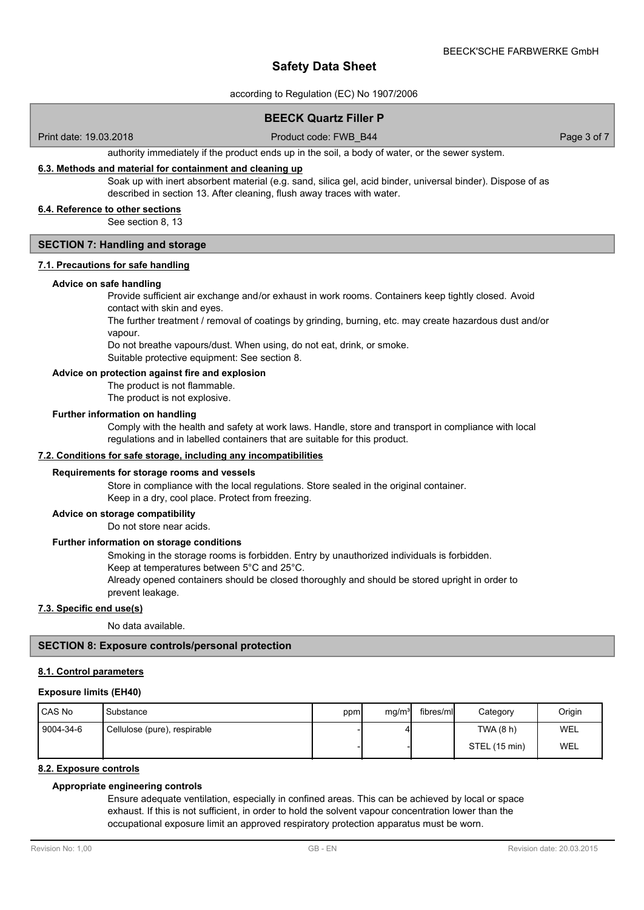authority immediately if the product ends up in the soil, a body of water, or the sewer system.

### 6.3. Methods and material for containment and cleaning up

Soak up with inert absorbent material (e.g. sand, silica gel, acid binder, universal binder). Dispose of as described in section 13. After cleaning, flush away traces with water.

### 6.4. Reference to other sections

See section 8, 13

## SECTION 7: Handling and storage

### 7.1. Precautions for safe handling

#### Advice on safe handling

Provide sufficient air exchange and/or exhaust in work rooms. Containers keep tightly closed. Avoid contact with skin and eyes.

The further treatment / removal of coatings by grinding, burning, etc. may create hazardous dust and/or vapour.

Do not breathe vapours/dust. When using, do not eat, drink, or smoke.

Suitable protective equipment: See section 8.

#### Advice on protection against fire and explosion

The product is not flammable.

The product is not explosive.

#### Further information on handling

Comply with the health and safety at work laws. Handle, store and transport in compliance with local regulations and in labelled containers that are suitable for this product.

### 7.2. Conditions for safe storage, including any incompatibilities

#### Requirements for storage rooms and vessels

Store in compliance with the local regulations. Store sealed in the original container.

Keep in a dry, cool place. Protect from freezing.

#### Advice on storage compatibility

Do not store near acids.

#### Further information on storage conditions

Smoking in the storage rooms is forbidden. Entry by unauthorized individuals is forbidden.

Keep at temperatures between 5°C and 25°C.

Already opened containers should be closed thoroughly and should be stored upright in order to prevent leakage.

### 7.3. Specific end use(s)

No data available.

## SECTION 8: Exposure controls/personal protection

### 8.1. Control parameters

#### Exposure limits (EH40)

| CAS No | Substance | ppm | mg/m³ | fibres/ml | Category | Origin |
|---|---|---|---|---|---|---|
| 9004-34-6 | Cellulose (pure), respirable | - | 4 | | TWA (8 h) | WEL |
| | | - | - | | STEL (15 min) | WEL |

### 8.2. Exposure controls

#### Appropriate engineering controls

Ensure adequate ventilation, especially in confined areas. This can be achieved by local or space exhaust. If this is not sufficient, in order to hold the solvent vapour concentration lower than the occupational exposure limit an approved respiratory protection apparatus must be worn.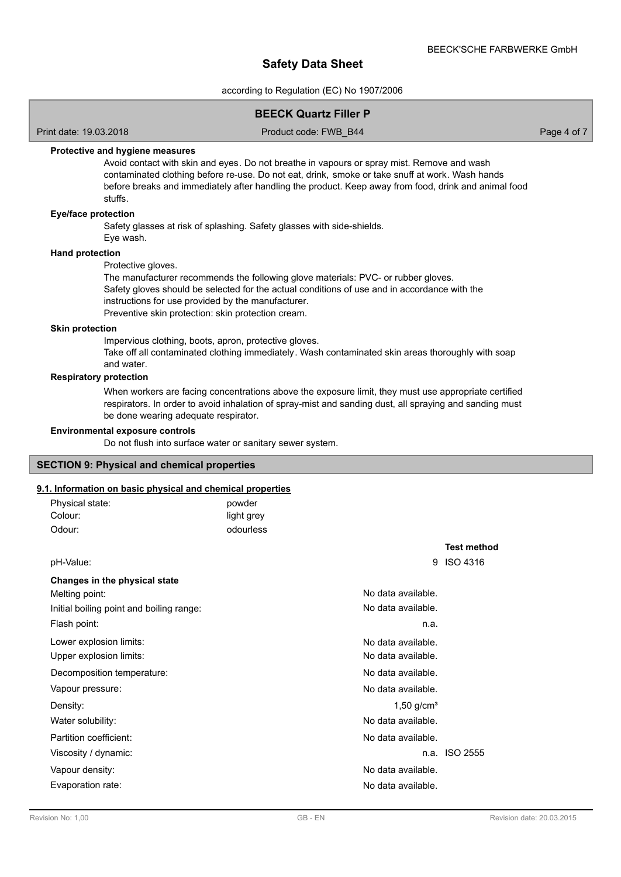**Protective and hygiene measures**

Avoid contact with skin and eyes. Do not breathe in vapours or spray mist. Remove and wash contaminated clothing before re-use. Do not eat, drink, smoke or take snuff at work. Wash hands before breaks and immediately after handling the product. Keep away from food, drink and animal food stuffs.

**Eye/face protection**

Safety glasses at risk of splashing. Safety glasses with side-shields.
Eye wash.

**Hand protection**

Protective gloves.
The manufacturer recommends the following glove materials: PVC- or rubber gloves.
Safety gloves should be selected for the actual conditions of use and in accordance with the instructions for use provided by the manufacturer.
Preventive skin protection: skin protection cream.

**Skin protection**

Impervious clothing, boots, apron, protective gloves.
Take off all contaminated clothing immediately. Wash contaminated skin areas thoroughly with soap and water.

**Respiratory protection**

When workers are facing concentrations above the exposure limit, they must use appropriate certified respirators. In order to avoid inhalation of spray-mist and sanding dust, all spraying and sanding must be done wearing adequate respirator.

**Environmental exposure controls**

Do not flush into surface water or sanitary sewer system.

## SECTION 9: Physical and chemical properties

### 9.1. Information on basic physical and chemical properties

| | |
|---|---|
| Physical state: | powder |
| Colour: | light grey |
| Odour: | odourless |

| | | Test method |
|---|---|---|
| pH-Value: | 9 | ISO 4316 |
| **Changes in the physical state** | | |
| Melting point: | No data available. | |
| Initial boiling point and boiling range: | No data available. | |
| Flash point: | n.a. | |
| Lower explosion limits: | No data available. | |
| Upper explosion limits: | No data available. | |
| Decomposition temperature: | No data available. | |
| Vapour pressure: | No data available. | |
| Density: | 1,50 g/cm³ | |
| Water solubility: | No data available. | |
| Partition coefficient: | No data available. | |
| Viscosity / dynamic: | n.a. | ISO 2555 |
| Vapour density: | No data available. | |
| Evaporation rate: | No data available. | |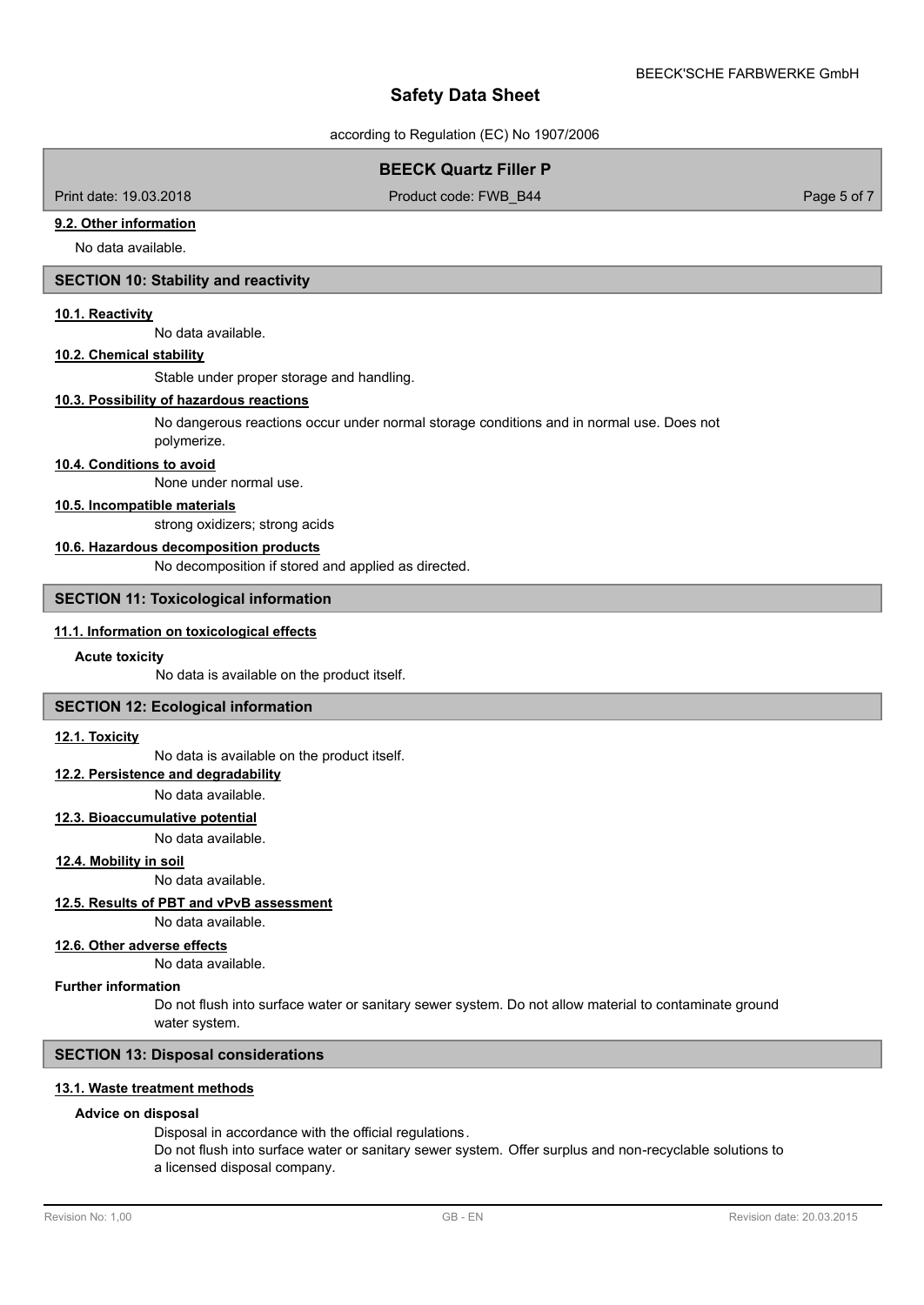#### 9.2. Other information

No data available.

## SECTION 10: Stability and reactivity

#### 10.1. Reactivity

No data available.

#### 10.2. Chemical stability

Stable under proper storage and handling.

#### 10.3. Possibility of hazardous reactions

No dangerous reactions occur under normal storage conditions and in normal use. Does not polymerize.

#### 10.4. Conditions to avoid

None under normal use.

#### 10.5. Incompatible materials

strong oxidizers; strong acids

#### 10.6. Hazardous decomposition products

No decomposition if stored and applied as directed.

## SECTION 11: Toxicological information

#### 11.1. Information on toxicological effects

**Acute toxicity**

No data is available on the product itself.

## SECTION 12: Ecological information

#### 12.1. Toxicity

No data is available on the product itself.

#### 12.2. Persistence and degradability

No data available.

#### 12.3. Bioaccumulative potential

No data available.

#### 12.4. Mobility in soil

No data available.

#### 12.5. Results of PBT and vPvB assessment

No data available.

#### 12.6. Other adverse effects

No data available.

**Further information**

Do not flush into surface water or sanitary sewer system. Do not allow material to contaminate ground water system.

## SECTION 13: Disposal considerations

#### 13.1. Waste treatment methods

**Advice on disposal**

Disposal in accordance with the official regulations.
Do not flush into surface water or sanitary sewer system. Offer surplus and non-recyclable solutions to a licensed disposal company.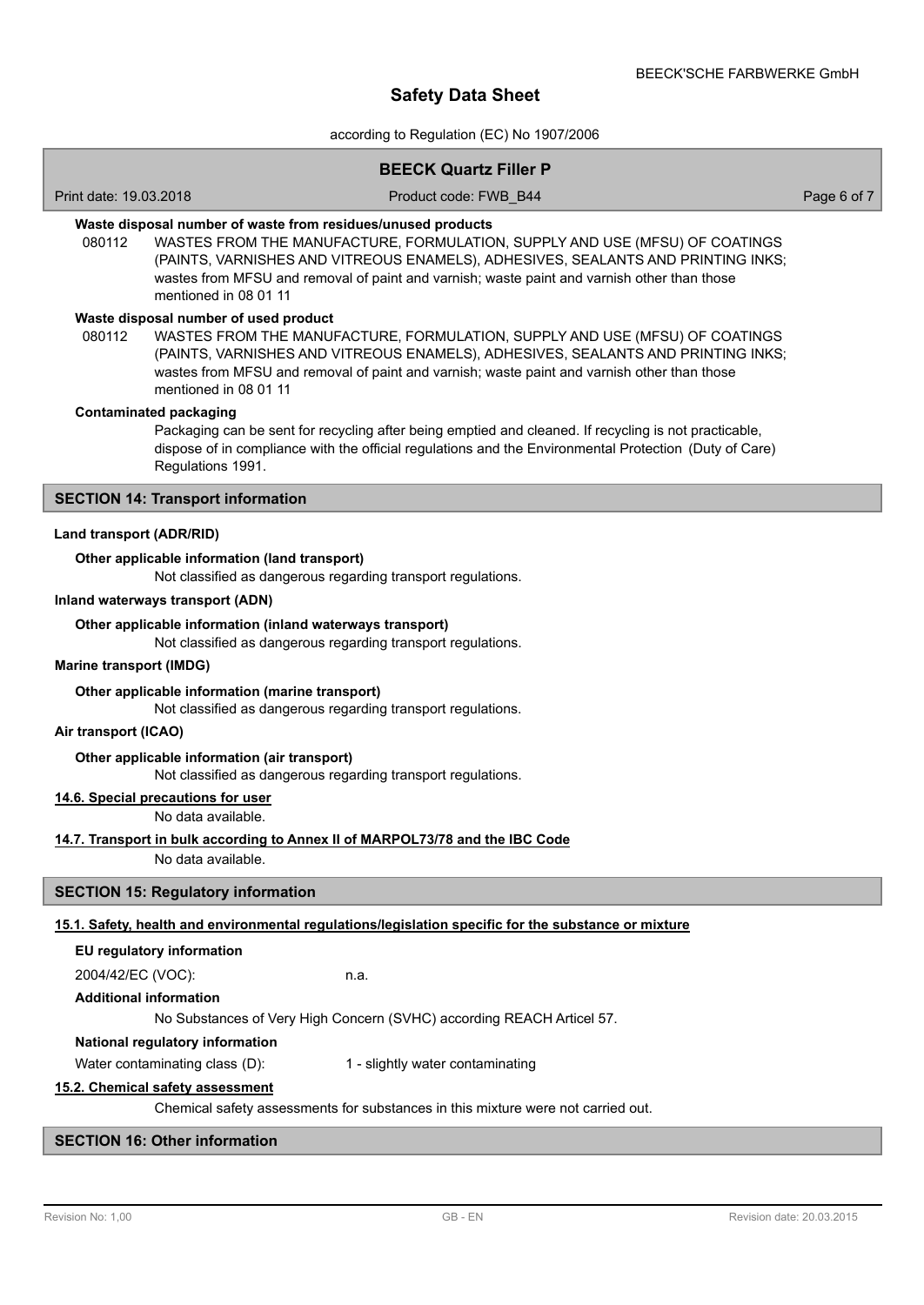**Waste disposal number of waste from residues/unused products**

080112 WASTES FROM THE MANUFACTURE, FORMULATION, SUPPLY AND USE (MFSU) OF COATINGS (PAINTS, VARNISHES AND VITREOUS ENAMELS), ADHESIVES, SEALANTS AND PRINTING INKS; wastes from MFSU and removal of paint and varnish; waste paint and varnish other than those mentioned in 08 01 11

**Waste disposal number of used product**

080112 WASTES FROM THE MANUFACTURE, FORMULATION, SUPPLY AND USE (MFSU) OF COATINGS (PAINTS, VARNISHES AND VITREOUS ENAMELS), ADHESIVES, SEALANTS AND PRINTING INKS; wastes from MFSU and removal of paint and varnish; waste paint and varnish other than those mentioned in 08 01 11

**Contaminated packaging**

Packaging can be sent for recycling after being emptied and cleaned. If recycling is not practicable, dispose of in compliance with the official regulations and the Environmental Protection (Duty of Care) Regulations 1991.

## SECTION 14: Transport information

**Land transport (ADR/RID)**

**Other applicable information (land transport)**

Not classified as dangerous regarding transport regulations.

**Inland waterways transport (ADN)**

**Other applicable information (inland waterways transport)**

Not classified as dangerous regarding transport regulations.

**Marine transport (IMDG)**

**Other applicable information (marine transport)**

Not classified as dangerous regarding transport regulations.

**Air transport (ICAO)**

**Other applicable information (air transport)**

Not classified as dangerous regarding transport regulations.

**14.6. Special precautions for user**

No data available.

**14.7. Transport in bulk according to Annex II of MARPOL73/78 and the IBC Code**

No data available.

## SECTION 15: Regulatory information

**15.1. Safety, health and environmental regulations/legislation specific for the substance or mixture**

**EU regulatory information**

2004/42/EC (VOC): n.a.

**Additional information**

No Substances of Very High Concern (SVHC) according REACH Articel 57.

**National regulatory information**

Water contaminating class (D): 1 - slightly water contaminating

**15.2. Chemical safety assessment**

Chemical safety assessments for substances in this mixture were not carried out.

## SECTION 16: Other information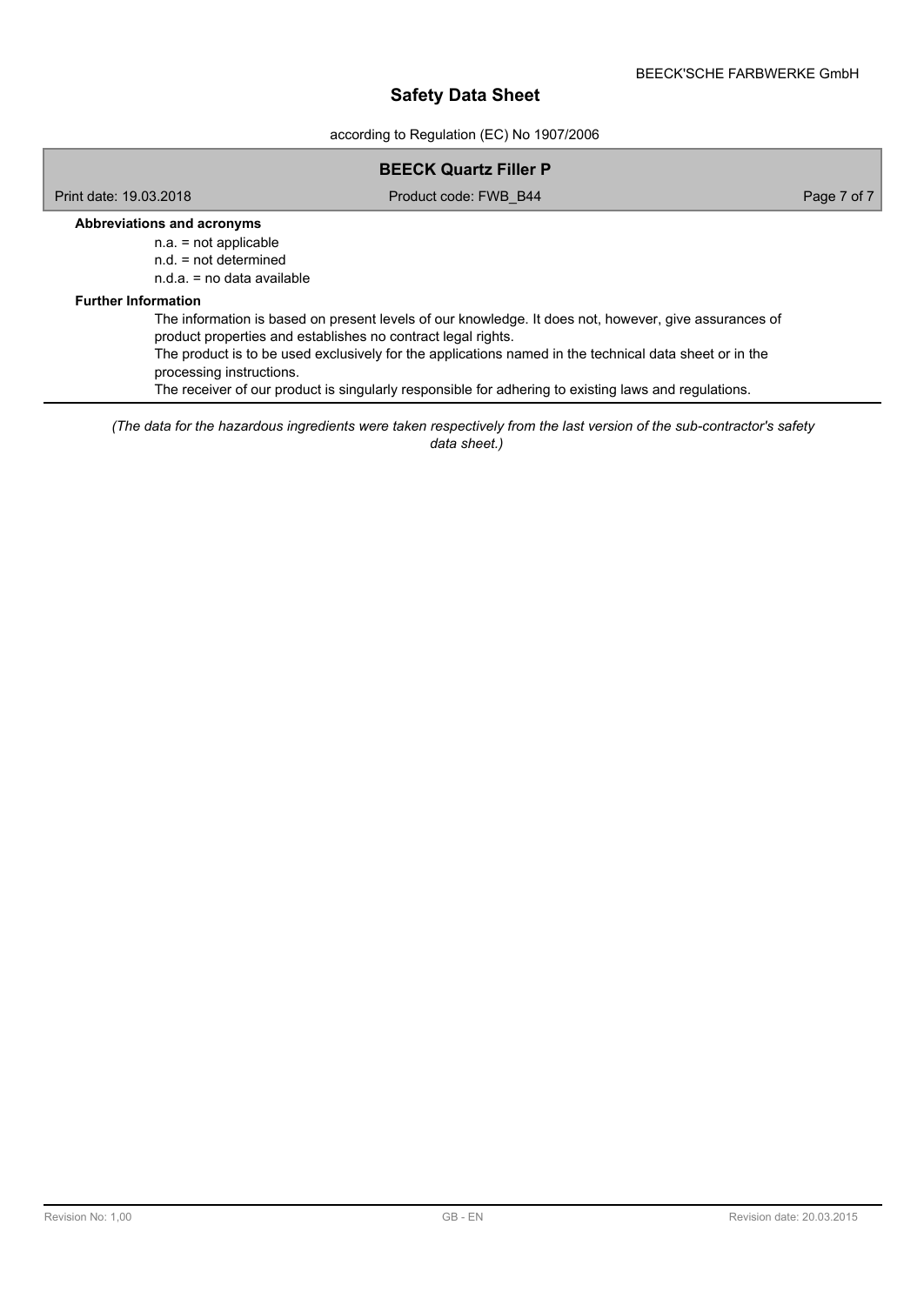**Abbreviations and acronyms**

n.a. = not applicable
n.d. = not determined
n.d.a. = no data available

**Further Information**

The information is based on present levels of our knowledge. It does not, however, give assurances of product properties and establishes no contract legal rights.
The product is to be used exclusively for the applications named in the technical data sheet or in the processing instructions.
The receiver of our product is singularly responsible for adhering to existing laws and regulations.

*(The data for the hazardous ingredients were taken respectively from the last version of the sub-contractor's safety data sheet.)*